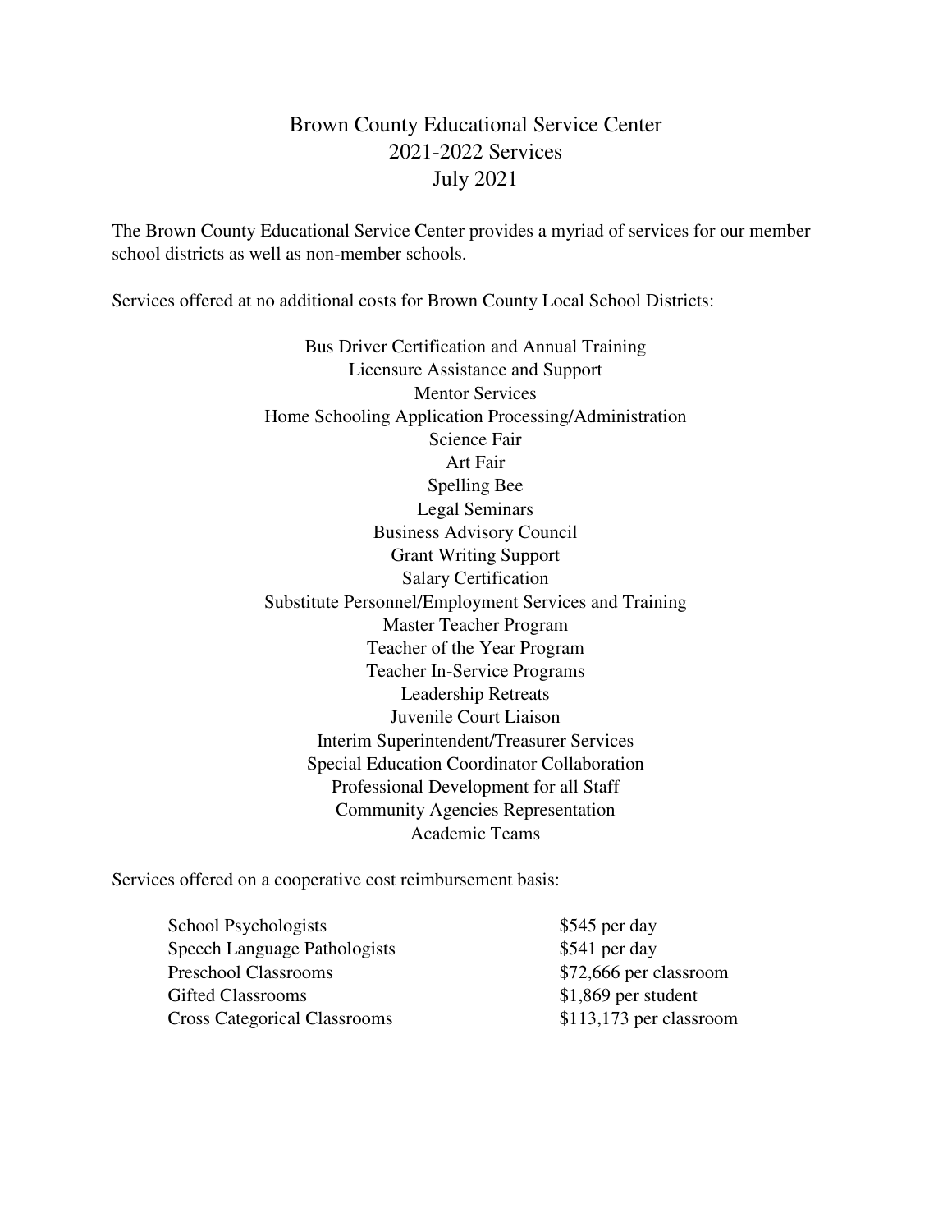# Brown County Educational Service Center
## 2021-2022 Services
## July 2021

The Brown County Educational Service Center provides a myriad of services for our member school districts as well as non-member schools.

Services offered at no additional costs for Brown County Local School Districts:

- Bus Driver Certification and Annual Training
- Licensure Assistance and Support
- Mentor Services
- Home Schooling Application Processing/Administration
- Science Fair
- Art Fair
- Spelling Bee
- Legal Seminars
- Business Advisory Council
- Grant Writing Support
- Salary Certification
- Substitute Personnel/Employment Services and Training
- Master Teacher Program
- Teacher of the Year Program
- Teacher In-Service Programs
- Leadership Retreats
- Juvenile Court Liaison
- Interim Superintendent/Treasurer Services
- Special Education Coordinator Collaboration
- Professional Development for all Staff
- Community Agencies Representation
- Academic Teams

Services offered on a cooperative cost reimbursement basis:

| Service | Cost |
|---|---|
| School Psychologists | $545 per day |
| Speech Language Pathologists | $541 per day |
| Preschool Classrooms | $72,666 per classroom |
| Gifted Classrooms | $1,869 per student |
| Cross Categorical Classrooms | $113,173 per classroom |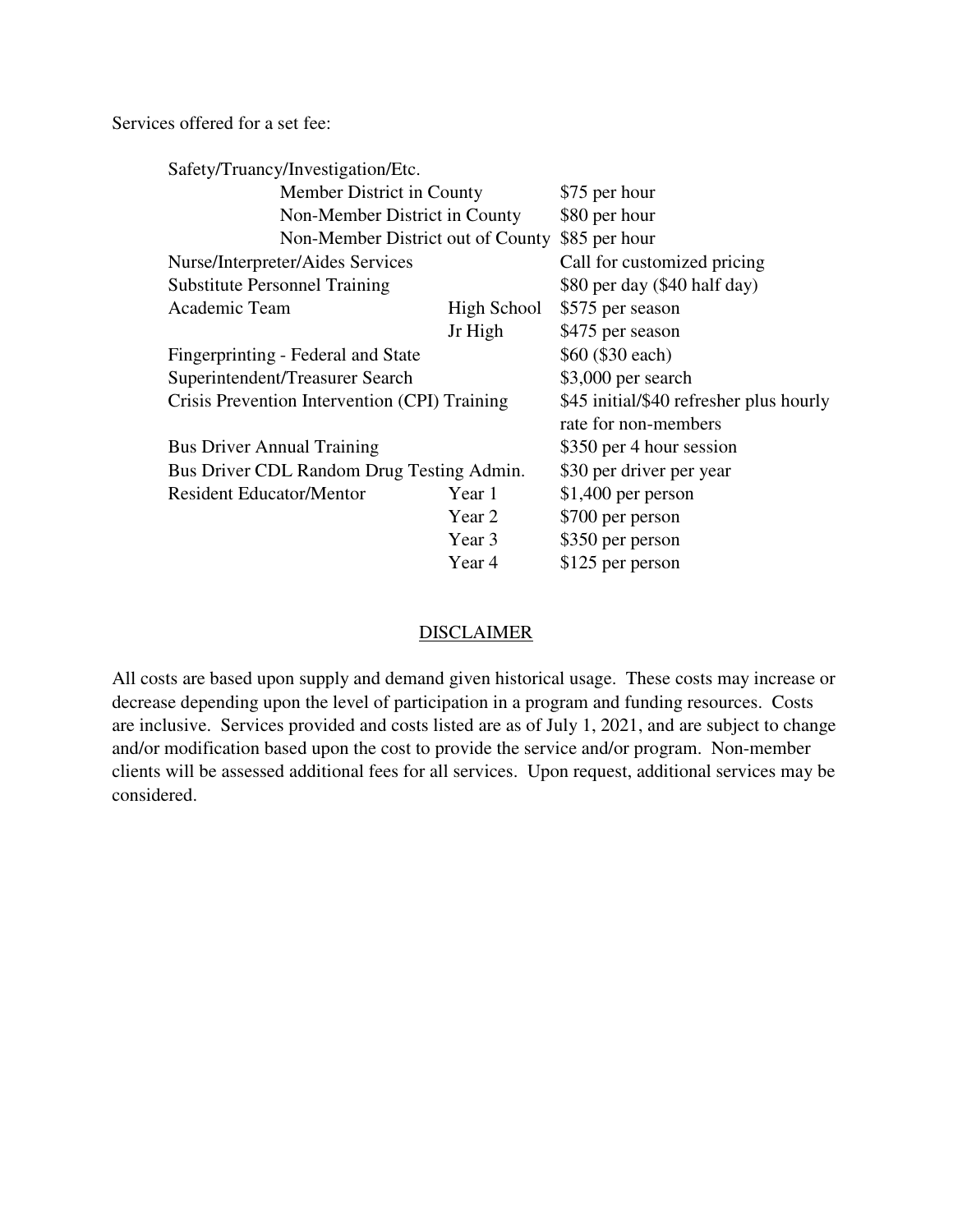Services offered for a set fee:

| | | |
|---|---|---|
| Safety/Truancy/Investigation/Etc. | | |
| Member District in County | | $75 per hour |
| Non-Member District in County | | $80 per hour |
| Non-Member District out of County | | $85 per hour |
| Nurse/Interpreter/Aides Services | | Call for customized pricing |
| Substitute Personnel Training | | $80 per day ($40 half day) |
| Academic Team | High School | $575 per season |
| | Jr High | $475 per season |
| Fingerprinting - Federal and State | | $60 ($30 each) |
| Superintendent/Treasurer Search | | $3,000 per search |
| Crisis Prevention Intervention (CPI) Training | | $45 initial/$40 refresher plus hourly rate for non-members |
| Bus Driver Annual Training | | $350 per 4 hour session |
| Bus Driver CDL Random Drug Testing Admin. | | $30 per driver per year |
| Resident Educator/Mentor | Year 1 | $1,400 per person |
| | Year 2 | $700 per person |
| | Year 3 | $350 per person |
| | Year 4 | $125 per person |

## DISCLAIMER

All costs are based upon supply and demand given historical usage. These costs may increase or decrease depending upon the level of participation in a program and funding resources. Costs are inclusive. Services provided and costs listed are as of July 1, 2021, and are subject to change and/or modification based upon the cost to provide the service and/or program. Non-member clients will be assessed additional fees for all services. Upon request, additional services may be considered.